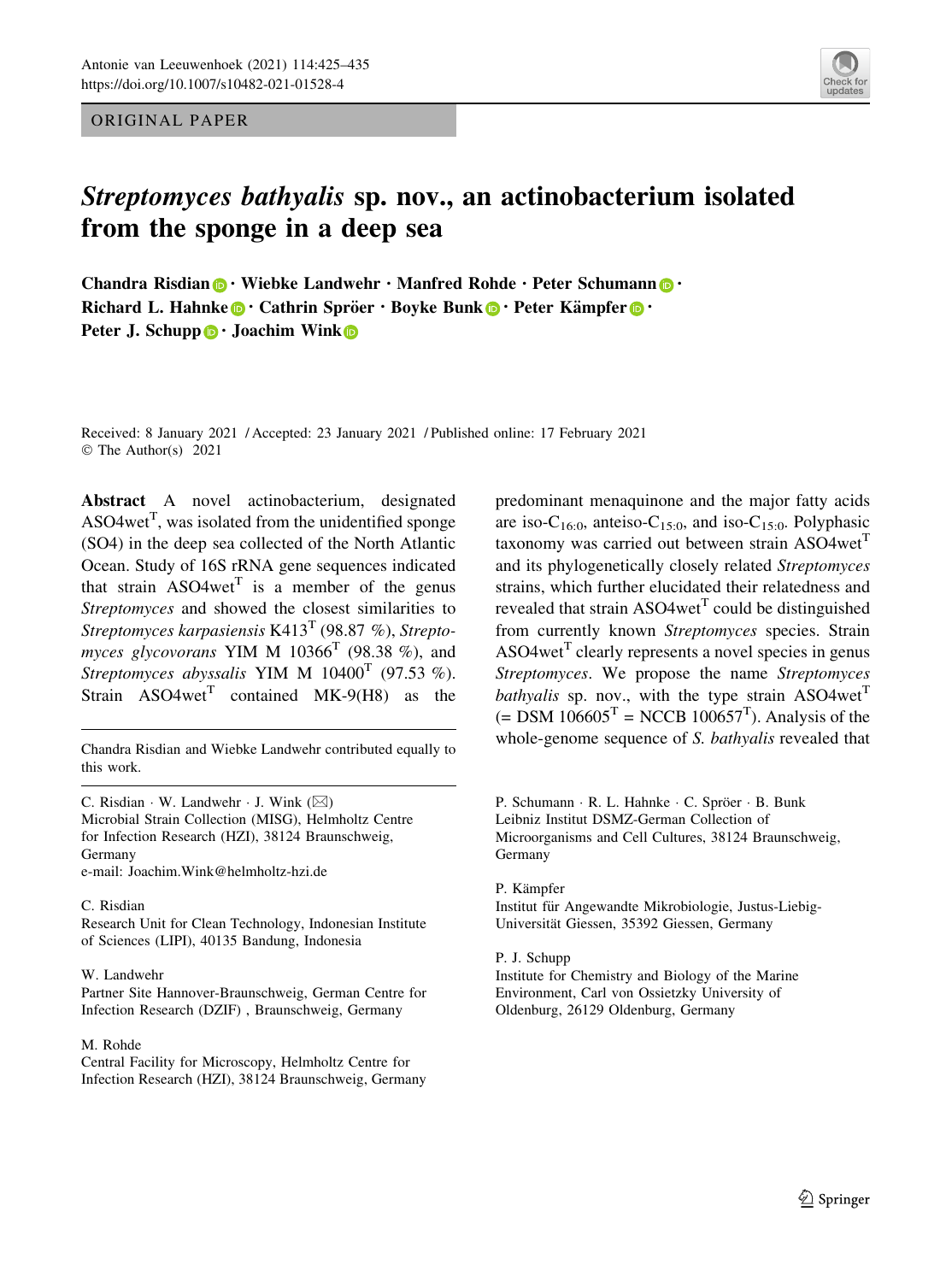ORIGINAL PAPER

# *Streptomyces bathyalis* sp. nov., an actinobacterium isolated from the sponge in a deep sea

**Chandra Risdian · Wiebke Landwehr · Manfred Rohde · Peter Schumann · Richard L. Hahnke · Cathrin Spröer · Boyke Bunk · Peter Kämpfer · Peter J. Schupp · Joachim Wink**

Received: 8 January 2021 / Accepted: 23 January 2021 / Published online: 17 February 2021
© The Author(s) 2021

**Abstract** A novel actinobacterium, designated ASO4wet$^T$, was isolated from the unidentified sponge (SO4) in the deep sea collected of the North Atlantic Ocean. Study of 16S rRNA gene sequences indicated that strain ASO4wet$^T$ is a member of the genus *Streptomyces* and showed the closest similarities to *Streptomyces karpasiensis* K413$^T$ (98.87 %), *Streptomyces glycovorans* YIM M 10366$^T$ (98.38 %), and *Streptomyces abyssalis* YIM M 10400$^T$ (97.53 %). Strain ASO4wet$^T$ contained MK-9(H8) as the predominant menaquinone and the major fatty acids are iso-$C_{16:0}$, anteiso-$C_{15:0}$, and iso-$C_{15:0}$. Polyphasic taxonomy was carried out between strain ASO4wet$^T$ and its phylogenetically closely related *Streptomyces* strains, which further elucidated their relatedness and revealed that strain ASO4wet$^T$ could be distinguished from currently known *Streptomyces* species. Strain ASO4wet$^T$ clearly represents a novel species in genus *Streptomyces*. We propose the name *Streptomyces bathyalis* sp. nov., with the type strain ASO4wet$^T$ (= DSM 106605$^T$ = NCCB 100657$^T$). Analysis of the whole-genome sequence of *S. bathyalis* revealed that

Chandra Risdian and Wiebke Landwehr contributed equally to this work.

C. Risdian · W. Landwehr · J. Wink (✉)
Microbial Strain Collection (MISG), Helmholtz Centre for Infection Research (HZI), 38124 Braunschweig, Germany
e-mail: Joachim.Wink@helmholtz-hzi.de

C. Risdian
Research Unit for Clean Technology, Indonesian Institute of Sciences (LIPI), 40135 Bandung, Indonesia

W. Landwehr
Partner Site Hannover-Braunschweig, German Centre for Infection Research (DZIF) , Braunschweig, Germany

M. Rohde
Central Facility for Microscopy, Helmholtz Centre for Infection Research (HZI), 38124 Braunschweig, Germany

P. Schumann · R. L. Hahnke · C. Spröer · B. Bunk
Leibniz Institut DSMZ-German Collection of Microorganisms and Cell Cultures, 38124 Braunschweig, Germany

P. Kämpfer
Institut für Angewandte Mikrobiologie, Justus-Liebig-Universität Giessen, 35392 Giessen, Germany

P. J. Schupp
Institute for Chemistry and Biology of the Marine Environment, Carl von Ossietzky University of Oldenburg, 26129 Oldenburg, Germany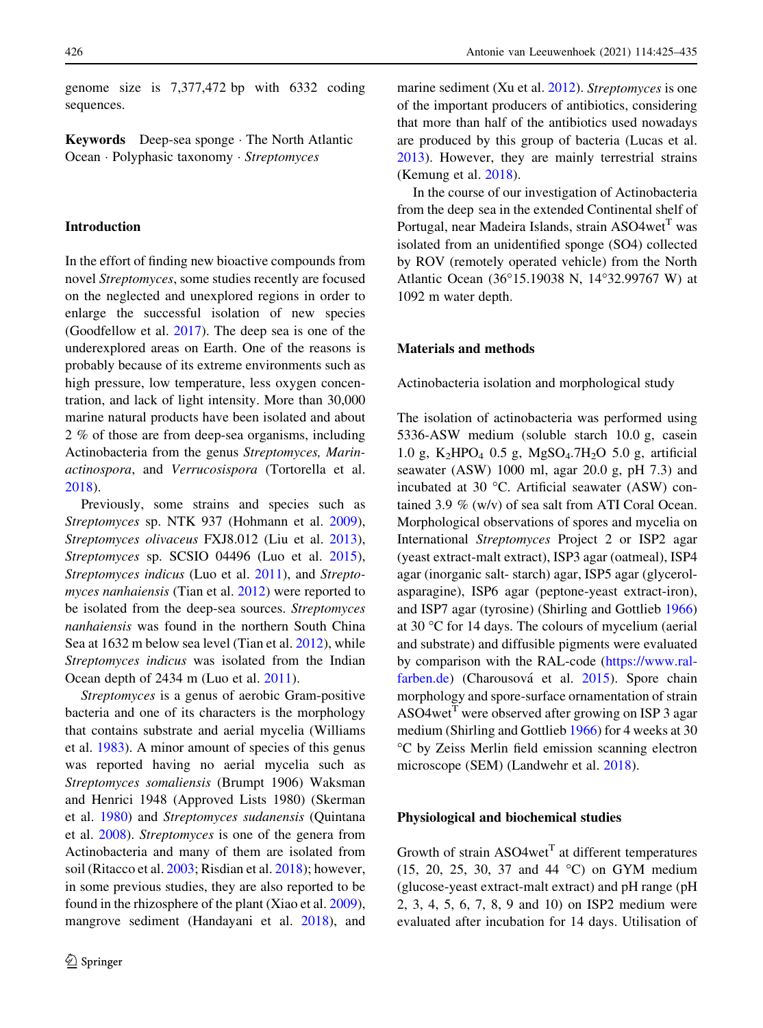genome size is 7,377,472 bp with 6332 coding sequences.

**Keywords** Deep-sea sponge · The North Atlantic Ocean · Polyphasic taxonomy · *Streptomyces*

## Introduction

In the effort of finding new bioactive compounds from novel *Streptomyces*, some studies recently are focused on the neglected and unexplored regions in order to enlarge the successful isolation of new species (Goodfellow et al. 2017). The deep sea is one of the underexplored areas on Earth. One of the reasons is probably because of its extreme environments such as high pressure, low temperature, less oxygen concentration, and lack of light intensity. More than 30,000 marine natural products have been isolated and about 2 % of those are from deep-sea organisms, including Actinobacteria from the genus *Streptomyces, Marinactinospora*, and *Verrucosispora* (Tortorella et al. 2018).

Previously, some strains and species such as *Streptomyces* sp. NTK 937 (Hohmann et al. 2009), *Streptomyces olivaceus* FXJ8.012 (Liu et al. 2013), *Streptomyces* sp. SCSIO 04496 (Luo et al. 2015), *Streptomyces indicus* (Luo et al. 2011), and *Streptomyces nanhaiensis* (Tian et al. 2012) were reported to be isolated from the deep-sea sources. *Streptomyces nanhaiensis* was found in the northern South China Sea at 1632 m below sea level (Tian et al. 2012), while *Streptomyces indicus* was isolated from the Indian Ocean depth of 2434 m (Luo et al. 2011).

*Streptomyces* is a genus of aerobic Gram-positive bacteria and one of its characters is the morphology that contains substrate and aerial mycelia (Williams et al. 1983). A minor amount of species of this genus was reported having no aerial mycelia such as *Streptomyces somaliensis* (Brumpt 1906) Waksman and Henrici 1948 (Approved Lists 1980) (Skerman et al. 1980) and *Streptomyces sudanensis* (Quintana et al. 2008). *Streptomyces* is one of the genera from Actinobacteria and many of them are isolated from soil (Ritacco et al. 2003; Risdian et al. 2018); however, in some previous studies, they are also reported to be found in the rhizosphere of the plant (Xiao et al. 2009), mangrove sediment (Handayani et al. 2018), and marine sediment (Xu et al. 2012). *Streptomyces* is one of the important producers of antibiotics, considering that more than half of the antibiotics used nowadays are produced by this group of bacteria (Lucas et al. 2013). However, they are mainly terrestrial strains (Kemung et al. 2018).

In the course of our investigation of Actinobacteria from the deep sea in the extended Continental shelf of Portugal, near Madeira Islands, strain ASO4wet$^T$ was isolated from an unidentified sponge (SO4) collected by ROV (remotely operated vehicle) from the North Atlantic Ocean (36°15.19038 N, 14°32.99767 W) at 1092 m water depth.

## Materials and methods

### Actinobacteria isolation and morphological study

The isolation of actinobacteria was performed using 5336-ASW medium (soluble starch 10.0 g, casein 1.0 g, $K_2HPO_4$ 0.5 g, $MgSO_4.7H_2O$ 5.0 g, artificial seawater (ASW) 1000 ml, agar 20.0 g, pH 7.3) and incubated at 30 °C. Artificial seawater (ASW) contained 3.9 % (w/v) of sea salt from ATI Coral Ocean. Morphological observations of spores and mycelia on International *Streptomyces* Project 2 or ISP2 agar (yeast extract-malt extract), ISP3 agar (oatmeal), ISP4 agar (inorganic salt- starch) agar, ISP5 agar (glycerol-asparagine), ISP6 agar (peptone-yeast extract-iron), and ISP7 agar (tyrosine) (Shirling and Gottlieb 1966) at 30 °C for 14 days. The colours of mycelium (aerial and substrate) and diffusible pigments were evaluated by comparison with the RAL-code (https://www.ral-farben.de) (Charousová et al. 2015). Spore chain morphology and spore-surface ornamentation of strain ASO4wet$^T$ were observed after growing on ISP 3 agar medium (Shirling and Gottlieb 1966) for 4 weeks at 30 °C by Zeiss Merlin field emission scanning electron microscope (SEM) (Landwehr et al. 2018).

### Physiological and biochemical studies

Growth of strain ASO4wet$^T$ at different temperatures (15, 20, 25, 30, 37 and 44 °C) on GYM medium (glucose-yeast extract-malt extract) and pH range (pH 2, 3, 4, 5, 6, 7, 8, 9 and 10) on ISP2 medium were evaluated after incubation for 14 days. Utilisation of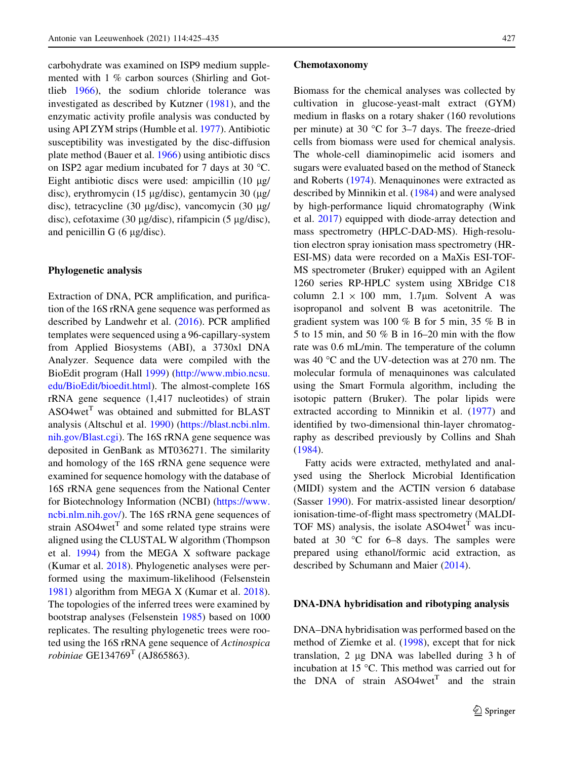carbohydrate was examined on ISP9 medium supplemented with 1 % carbon sources (Shirling and Gottlieb 1966), the sodium chloride tolerance was investigated as described by Kutzner (1981), and the enzymatic activity profile analysis was conducted by using API ZYM strips (Humble et al. 1977). Antibiotic susceptibility was investigated by the disc-diffusion plate method (Bauer et al. 1966) using antibiotic discs on ISP2 agar medium incubated for 7 days at 30 °C. Eight antibiotic discs were used: ampicillin (10 µg/disc), erythromycin (15 µg/disc), gentamycin 30 (µg/disc), tetracycline (30 µg/disc), vancomycin (30 µg/disc), cefotaxime (30 µg/disc), rifampicin (5 µg/disc), and penicillin G (6 µg/disc).

### Phylogenetic analysis

Extraction of DNA, PCR amplification, and purification of the 16S rRNA gene sequence was performed as described by Landwehr et al. (2016). PCR amplified templates were sequenced using a 96-capillary-system from Applied Biosystems (ABI), a 3730xl DNA Analyzer. Sequence data were compiled with the BioEdit program (Hall 1999) (http://www.mbio.ncsu.edu/BioEdit/bioedit.html). The almost-complete 16S rRNA gene sequence (1,417 nucleotides) of strain ASO4wet$^{T}$ was obtained and submitted for BLAST analysis (Altschul et al. 1990) (https://blast.ncbi.nlm.nih.gov/Blast.cgi). The 16S rRNA gene sequence was deposited in GenBank as MT036271. The similarity and homology of the 16S rRNA gene sequence were examined for sequence homology with the database of 16S rRNA gene sequences from the National Center for Biotechnology Information (NCBI) (https://www.ncbi.nlm.nih.gov/). The 16S rRNA gene sequences of strain ASO4wet$^{T}$ and some related type strains were aligned using the CLUSTAL W algorithm (Thompson et al. 1994) from the MEGA X software package (Kumar et al. 2018). Phylogenetic analyses were performed using the maximum-likelihood (Felsenstein 1981) algorithm from MEGA X (Kumar et al. 2018). The topologies of the inferred trees were examined by bootstrap analyses (Felsenstein 1985) based on 1000 replicates. The resulting phylogenetic trees were rooted using the 16S rRNA gene sequence of *Actinospica robiniae* GE134769$^{T}$ (AJ865863).

### Chemotaxonomy

Biomass for the chemical analyses was collected by cultivation in glucose-yeast-malt extract (GYM) medium in flasks on a rotary shaker (160 revolutions per minute) at 30 °C for 3–7 days. The freeze-dried cells from biomass were used for chemical analysis. The whole-cell diaminopimelic acid isomers and sugars were evaluated based on the method of Staneck and Roberts (1974). Menaquinones were extracted as described by Minnikin et al. (1984) and were analysed by high-performance liquid chromatography (Wink et al. 2017) equipped with diode-array detection and mass spectrometry (HPLC-DAD-MS). High-resolution electron spray ionisation mass spectrometry (HR-ESI-MS) data were recorded on a MaXis ESI-TOF-MS spectrometer (Bruker) equipped with an Agilent 1260 series RP-HPLC system using XBridge C18 column 2.1 × 100 mm, 1.7µm. Solvent A was isopropanol and solvent B was acetonitrile. The gradient system was 100 % B for 5 min, 35 % B in 5 to 15 min, and 50 % B in 16–20 min with the flow rate was 0.6 mL/min. The temperature of the column was 40 °C and the UV-detection was at 270 nm. The molecular formula of menaquinones was calculated using the Smart Formula algorithm, including the isotopic pattern (Bruker). The polar lipids were extracted according to Minnikin et al. (1977) and identified by two-dimensional thin-layer chromatography as described previously by Collins and Shah (1984).

Fatty acids were extracted, methylated and analysed using the Sherlock Microbial Identification (MIDI) system and the ACTIN version 6 database (Sasser 1990). For matrix-assisted linear desorption/ionisation-time-of-flight mass spectrometry (MALDI-TOF MS) analysis, the isolate ASO4wet$^{T}$ was incubated at 30 °C for 6–8 days. The samples were prepared using ethanol/formic acid extraction, as described by Schumann and Maier (2014).

### DNA-DNA hybridisation and ribotyping analysis

DNA–DNA hybridisation was performed based on the method of Ziemke et al. (1998), except that for nick translation, 2 µg DNA was labelled during 3 h of incubation at 15 °C. This method was carried out for the DNA of strain ASO4wet$^{T}$ and the strain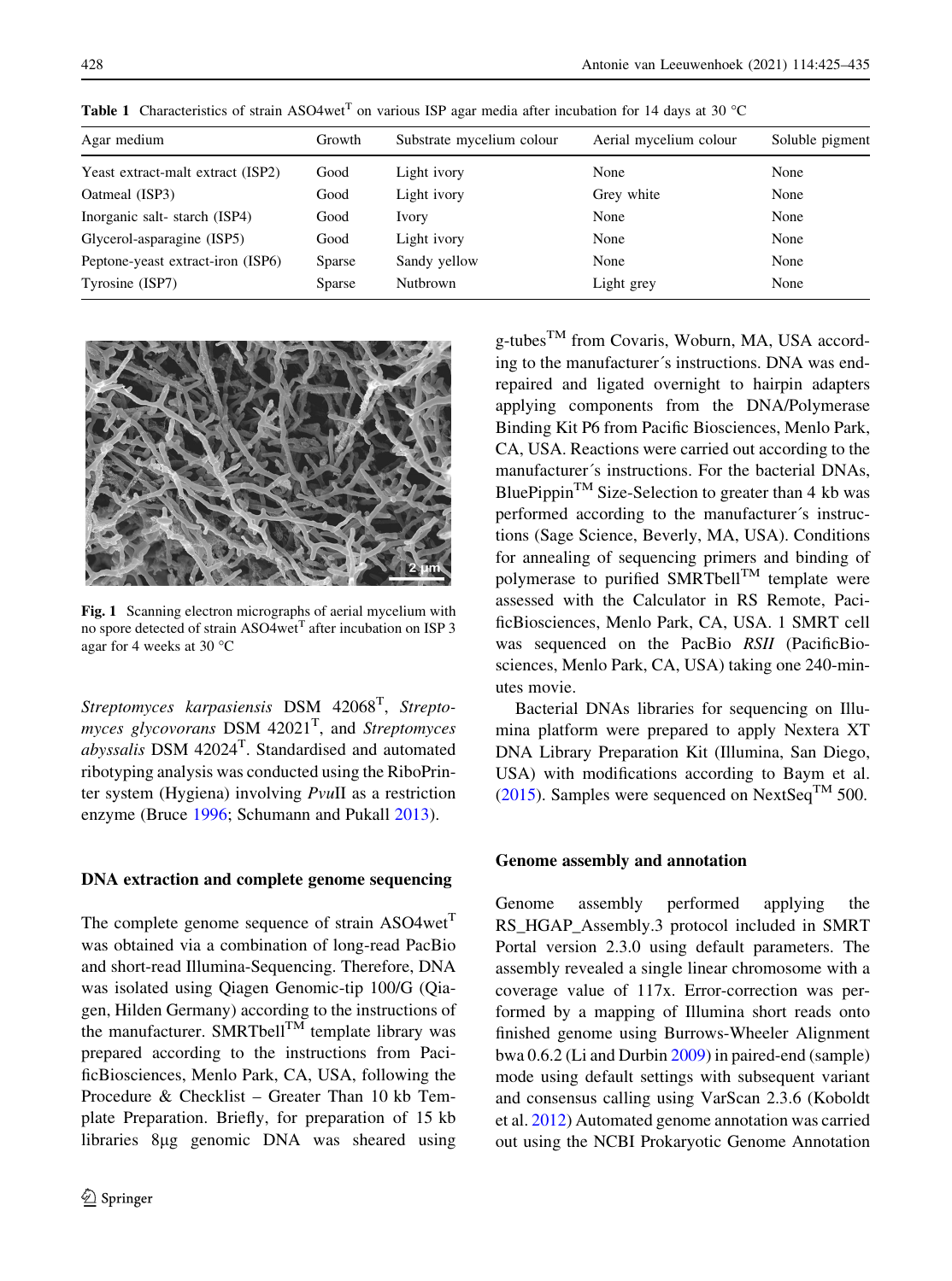**Table 1** Characteristics of strain ASO4wet$^T$ on various ISP agar media after incubation for 14 days at 30 °C

| Agar medium | Growth | Substrate mycelium colour | Aerial mycelium colour | Soluble pigment |
|---|---|---|---|---|
| Yeast extract-malt extract (ISP2) | Good | Light ivory | None | None |
| Oatmeal (ISP3) | Good | Light ivory | Grey white | None |
| Inorganic salt- starch (ISP4) | Good | Ivory | None | None |
| Glycerol-asparagine (ISP5) | Good | Light ivory | None | None |
| Peptone-yeast extract-iron (ISP6) | Sparse | Sandy yellow | None | None |
| Tyrosine (ISP7) | Sparse | Nutbrown | Light grey | None |

**Fig. 1** Scanning electron micrographs of aerial mycelium with no spore detected of strain ASO4wet$^T$ after incubation on ISP 3 agar for 4 weeks at 30 °C

*Streptomyces karpasiensis* DSM 42068$^T$, *Streptomyces glycovorans* DSM 42021$^T$, and *Streptomyces abyssalis* DSM 42024$^T$. Standardised and automated ribotyping analysis was conducted using the RiboPrinter system (Hygiena) involving *Pvu*II as a restriction enzyme (Bruce 1996; Schumann and Pukall 2013).

### DNA extraction and complete genome sequencing

The complete genome sequence of strain ASO4wet$^T$ was obtained via a combination of long-read PacBio and short-read Illumina-Sequencing. Therefore, DNA was isolated using Qiagen Genomic-tip 100/G (Qiagen, Hilden Germany) according to the instructions of the manufacturer. SMRTbell™ template library was prepared according to the instructions from PacificBiosciences, Menlo Park, CA, USA, following the Procedure & Checklist – Greater Than 10 kb Template Preparation. Briefly, for preparation of 15 kb libraries 8µg genomic DNA was sheared using g-tubes™ from Covaris, Woburn, MA, USA according to the manufacturer´s instructions. DNA was end-repaired and ligated overnight to hairpin adapters applying components from the DNA/Polymerase Binding Kit P6 from Pacific Biosciences, Menlo Park, CA, USA. Reactions were carried out according to the manufacturer´s instructions. For the bacterial DNAs, BluePippin™ Size-Selection to greater than 4 kb was performed according to the manufacturer´s instructions (Sage Science, Beverly, MA, USA). Conditions for annealing of sequencing primers and binding of polymerase to purified SMRTbell™ template were assessed with the Calculator in RS Remote, PacificBiosciences, Menlo Park, CA, USA. 1 SMRT cell was sequenced on the PacBio *RSII* (PacificBiosciences, Menlo Park, CA, USA) taking one 240-minutes movie.

Bacterial DNAs libraries for sequencing on Illumina platform were prepared to apply Nextera XT DNA Library Preparation Kit (Illumina, San Diego, USA) with modifications according to Baym et al. (2015). Samples were sequenced on NextSeq™ 500.

### Genome assembly and annotation

Genome assembly performed applying the RS_HGAP_Assembly.3 protocol included in SMRT Portal version 2.3.0 using default parameters. The assembly revealed a single linear chromosome with a coverage value of 117x. Error-correction was performed by a mapping of Illumina short reads onto finished genome using Burrows-Wheeler Alignment bwa 0.6.2 (Li and Durbin 2009) in paired-end (sample) mode using default settings with subsequent variant and consensus calling using VarScan 2.3.6 (Koboldt et al. 2012) Automated genome annotation was carried out using the NCBI Prokaryotic Genome Annotation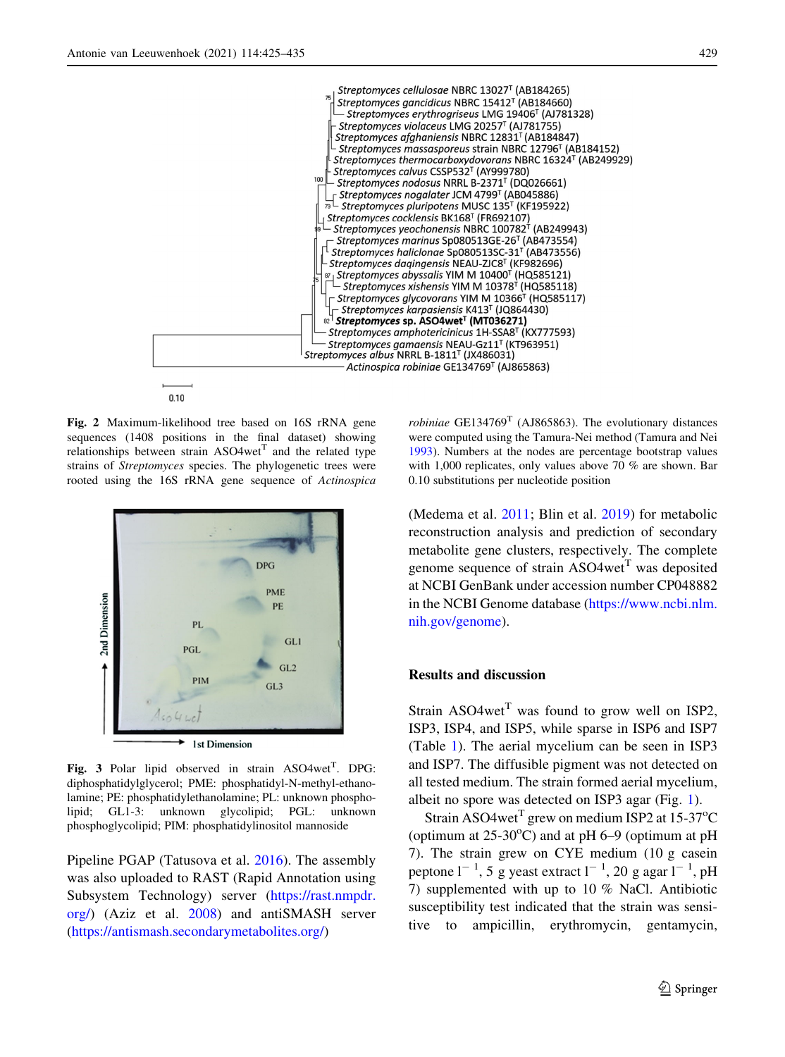Fig. 2 Maximum-likelihood tree based on 16S rRNA gene sequences (1408 positions in the final dataset) showing relationships between strain ASO4wet[T] and the related type strains of *Streptomyces* species. The phylogenetic trees were rooted using the 16S rRNA gene sequence of *Actinospica robiniae* GE134769[T] (AJ865863). The evolutionary distances were computed using the Tamura-Nei method (Tamura and Nei 1993). Numbers at the nodes are percentage bootstrap values with 1,000 replicates, only values above 70 % are shown. Bar 0.10 substitutions per nucleotide position

Fig. 3 Polar lipid observed in strain ASO4wet[T]. DPG: diphosphatidylglycerol; PME: phosphatidyl-N-methyl-ethanolamine; PE: phosphatidylethanolamine; PL: unknown phospholipid; GL1-3: unknown glycolipid; PGL: unknown phosphoglycolipid; PIM: phosphatidylinositol mannoside

Pipeline PGAP (Tatusova et al. 2016). The assembly was also uploaded to RAST (Rapid Annotation using Subsystem Technology) server (https://rast.nmpdr.org/) (Aziz et al. 2008) and antiSMASH server (https://antismash.secondarymetabolites.org/) (Medema et al. 2011; Blin et al. 2019) for metabolic reconstruction analysis and prediction of secondary metabolite gene clusters, respectively. The complete genome sequence of strain ASO4wet[T] was deposited at NCBI GenBank under accession number CP048882 in the NCBI Genome database (https://www.ncbi.nlm.nih.gov/genome).

## Results and discussion

Strain ASO4wet[T] was found to grow well on ISP2, ISP3, ISP4, and ISP5, while sparse in ISP6 and ISP7 (Table 1). The aerial mycelium can be seen in ISP3 and ISP7. The diffusible pigment was not detected on all tested medium. The strain formed aerial mycelium, albeit no spore was detected on ISP3 agar (Fig. 1).

Strain ASO4wet[T] grew on medium ISP2 at 15-37°C (optimum at 25-30°C) and at pH 6–9 (optimum at pH 7). The strain grew on CYE medium (10 g casein peptone $l^{-1}$, 5 g yeast extract $l^{-1}$, 20 g agar $l^{-1}$, pH 7) supplemented with up to 10 % NaCl. Antibiotic susceptibility test indicated that the strain was sensitive to ampicillin, erythromycin, gentamycin,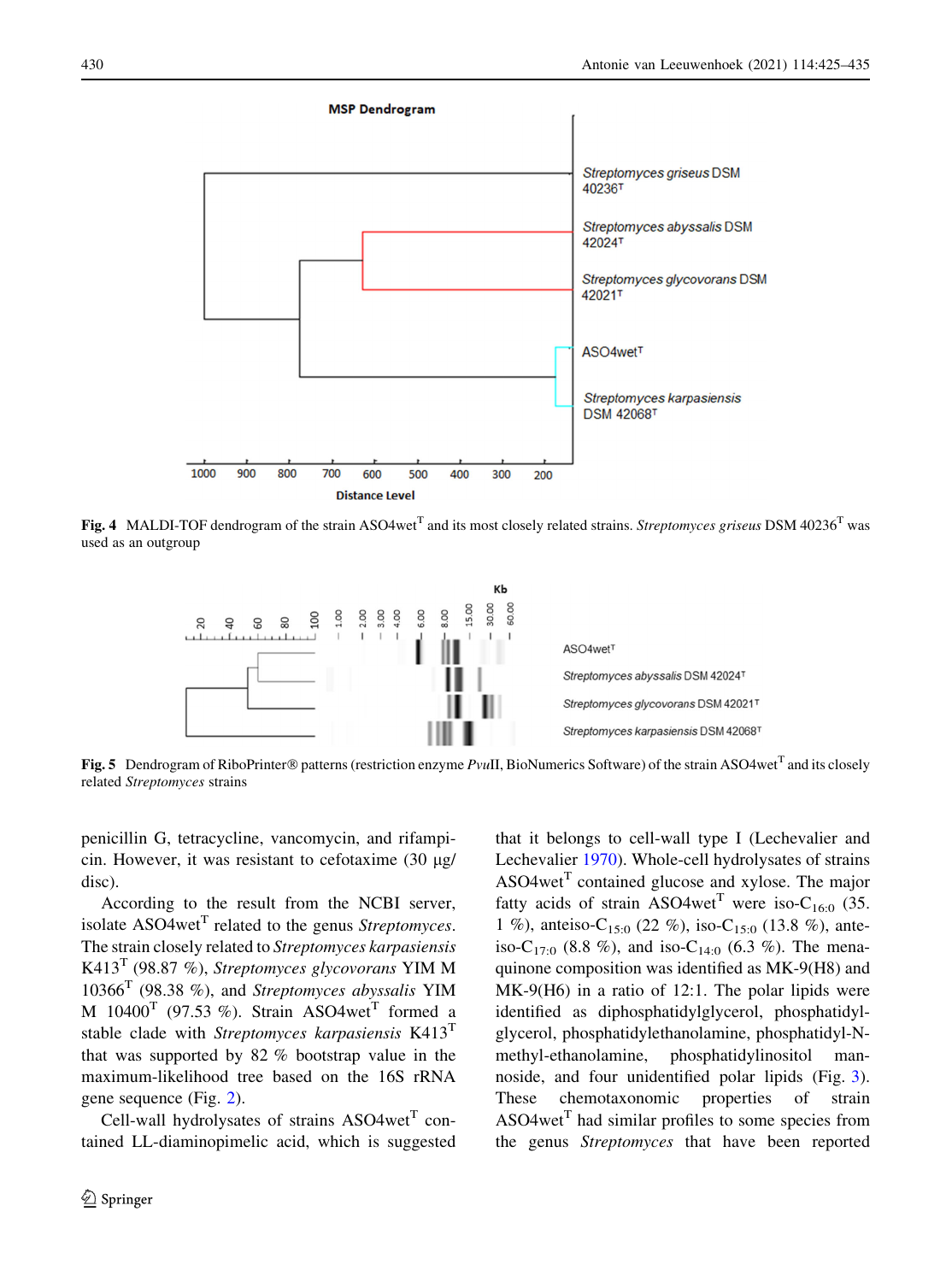**Fig. 4** MALDI-TOF dendrogram of the strain ASO4wet$^T$ and its most closely related strains. *Streptomyces griseus* DSM 40236$^T$ was used as an outgroup

**Fig. 5** Dendrogram of RiboPrinter® patterns (restriction enzyme *Pvu*II, BioNumerics Software) of the strain ASO4wet$^T$ and its closely related *Streptomyces* strains

penicillin G, tetracycline, vancomycin, and rifampicin. However, it was resistant to cefotaxime (30 µg/disc).

According to the result from the NCBI server, isolate ASO4wet$^T$ related to the genus *Streptomyces*. The strain closely related to *Streptomyces karpasiensis* K413$^T$ (98.87 %), *Streptomyces glycovorans* YIM M 10366$^T$ (98.38 %), and *Streptomyces abyssalis* YIM M 10400$^T$ (97.53 %). Strain ASO4wet$^T$ formed a stable clade with *Streptomyces karpasiensis* K413$^T$ that was supported by 82 % bootstrap value in the maximum-likelihood tree based on the 16S rRNA gene sequence (Fig. 2).

Cell-wall hydrolysates of strains ASO4wet$^T$ contained LL-diaminopimelic acid, which is suggested that it belongs to cell-wall type I (Lechevalier and Lechevalier 1970). Whole-cell hydrolysates of strains ASO4wet$^T$ contained glucose and xylose. The major fatty acids of strain ASO4wet$^T$ were iso-$C_{16:0}$ (35.1 %), anteiso-$C_{15:0}$ (22 %), iso-$C_{15:0}$ (13.8 %), anteiso-$C_{17:0}$ (8.8 %), and iso-$C_{14:0}$ (6.3 %). The menaquinone composition was identified as MK-9(H8) and MK-9(H6) in a ratio of 12:1. The polar lipids were identified as diphosphatidylglycerol, phosphatidylglycerol, phosphatidylethanolamine, phosphatidyl-N-methyl-ethanolamine, phosphatidylinositol mannoside, and four unidentified polar lipids (Fig. 3). These chemotaxonomic properties of strain ASO4wet$^T$ had similar profiles to some species from the genus *Streptomyces* that have been reported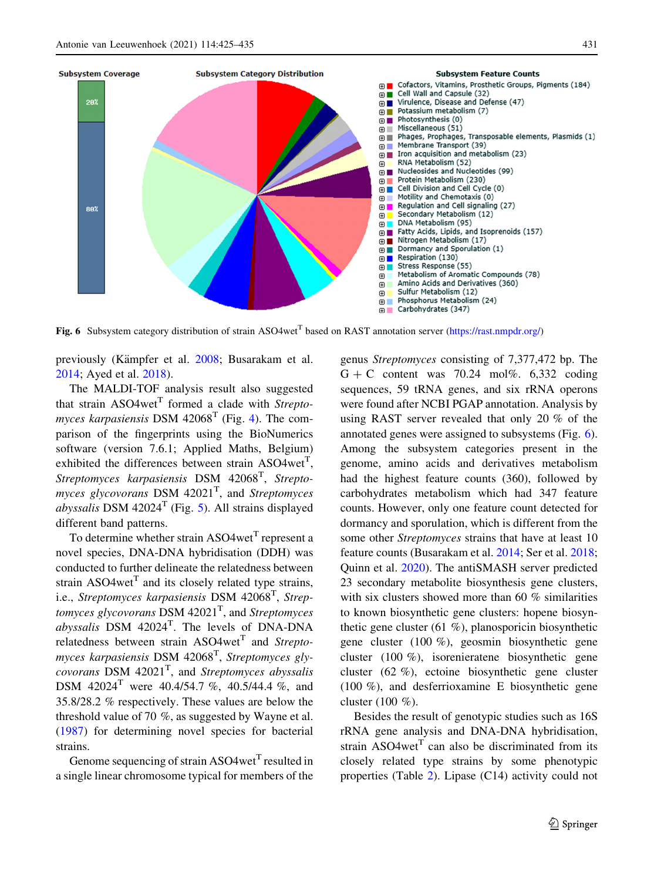Fig. 6 Subsystem category distribution of strain ASO4wet[T] based on RAST annotation server (https://rast.nmpdr.org/)

previously (Kämpfer et al. 2008; Busarakam et al. 2014; Ayed et al. 2018).

The MALDI-TOF analysis result also suggested that strain ASO4wet[T] formed a clade with *Streptomyces karpasiensis* DSM 42068[T] (Fig. 4). The comparison of the fingerprints using the BioNumerics software (version 7.6.1; Applied Maths, Belgium) exhibited the differences between strain ASO4wet[T], *Streptomyces karpasiensis* DSM 42068[T], *Streptomyces glycovorans* DSM 42021[T], and *Streptomyces abyssalis* DSM 42024[T] (Fig. 5). All strains displayed different band patterns.

To determine whether strain ASO4wet[T] represent a novel species, DNA-DNA hybridisation (DDH) was conducted to further delineate the relatedness between strain ASO4wet[T] and its closely related type strains, i.e., *Streptomyces karpasiensis* DSM 42068[T], *Streptomyces glycovorans* DSM 42021[T], and *Streptomyces abyssalis* DSM 42024[T]. The levels of DNA-DNA relatedness between strain ASO4wet[T] and *Streptomyces karpasiensis* DSM 42068[T], *Streptomyces glycovorans* DSM 42021[T], and *Streptomyces abyssalis* DSM 42024[T] were 40.4/54.7 %, 40.5/44.4 %, and 35.8/28.2 % respectively. These values are below the threshold value of 70 %, as suggested by Wayne et al. (1987) for determining novel species for bacterial strains.

Genome sequencing of strain ASO4wet[T] resulted in a single linear chromosome typical for members of the genus *Streptomyces* consisting of 7,377,472 bp. The G + C content was 70.24 mol%. 6,332 coding sequences, 59 tRNA genes, and six rRNA operons were found after NCBI PGAP annotation. Analysis by using RAST server revealed that only 20 % of the annotated genes were assigned to subsystems (Fig. 6). Among the subsystem categories present in the genome, amino acids and derivatives metabolism had the highest feature counts (360), followed by carbohydrates metabolism which had 347 feature counts. However, only one feature count detected for dormancy and sporulation, which is different from the some other *Streptomyces* strains that have at least 10 feature counts (Busarakam et al. 2014; Ser et al. 2018; Quinn et al. 2020). The antiSMASH server predicted 23 secondary metabolite biosynthesis gene clusters, with six clusters showed more than 60 % similarities to known biosynthetic gene clusters: hopene biosynthetic gene cluster (61 %), planosporicin biosynthetic gene cluster (100 %), geosmin biosynthetic gene cluster (100 %), isorenieratene biosynthetic gene cluster (62 %), ectoine biosynthetic gene cluster (100 %), and desferrioxamine E biosynthetic gene cluster (100 %).

Besides the result of genotypic studies such as 16S rRNA gene analysis and DNA-DNA hybridisation, strain ASO4wet[T] can also be discriminated from its closely related type strains by some phenotypic properties (Table 2). Lipase (C14) activity could not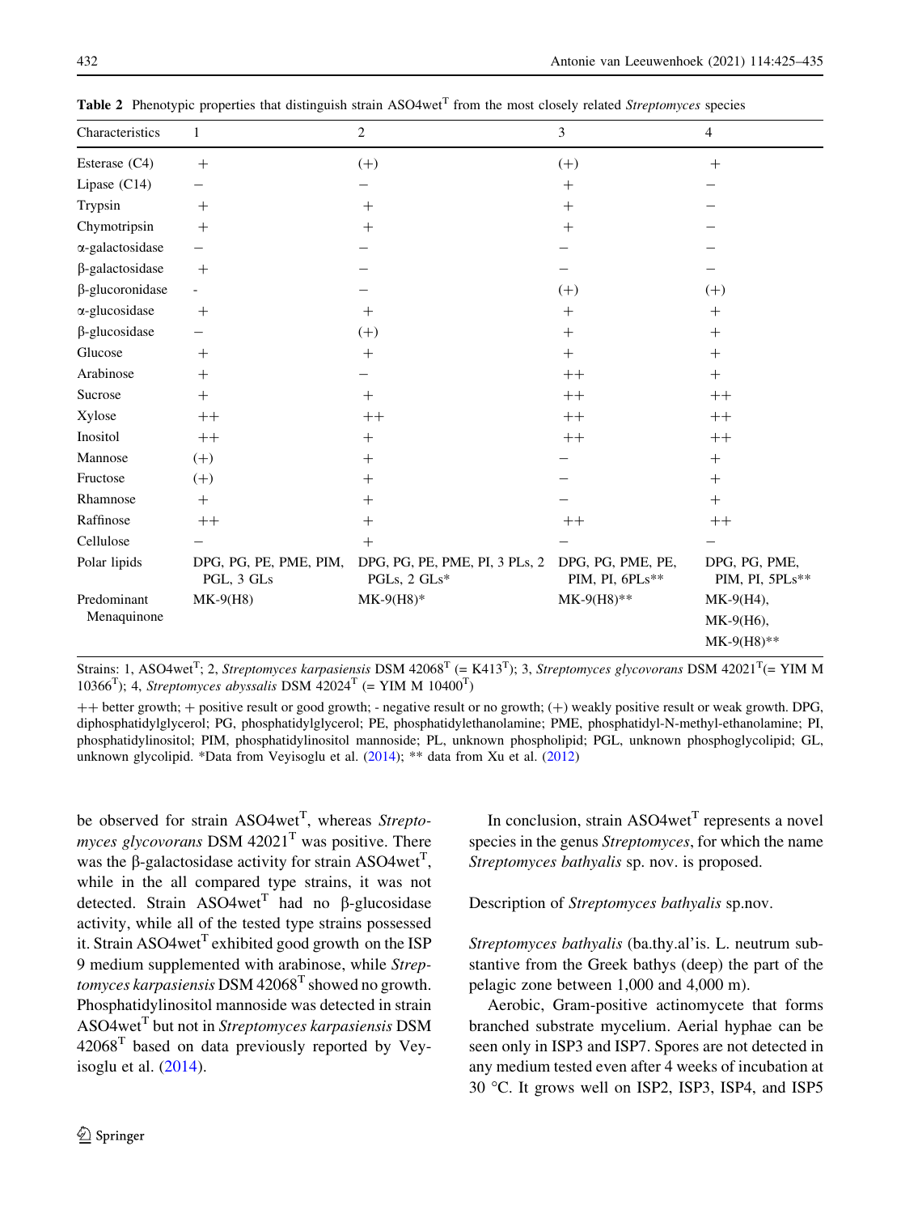**Table 2** Phenotypic properties that distinguish strain ASO4wet$^T$ from the most closely related *Streptomyces* species

| Characteristics | 1 | 2 | 3 | 4 |
|---|---|---|---|---|
| Esterase (C4) | + | (+) | (+) | + |
| Lipase (C14) | – | – | + | – |
| Trypsin | + | + | + | – |
| Chymotripsin | + | + | + | – |
| α-galactosidase | – | – | – | – |
| β-galactosidase | + | – | – | – |
| β-glucoronidase | - | – | (+) | (+) |
| α-glucosidase | + | + | + | + |
| β-glucosidase | – | (+) | + | + |
| Glucose | + | + | + | + |
| Arabinose | + | – | ++ | + |
| Sucrose | + | + | ++ | ++ |
| Xylose | ++ | ++ | ++ | ++ |
| Inositol | ++ | + | ++ | ++ |
| Mannose | (+) | + | – | + |
| Fructose | (+) | + | – | + |
| Rhamnose | + | + | – | + |
| Raffinose | ++ | + | ++ | ++ |
| Cellulose | – | + | – | – |
| Polar lipids | DPG, PG, PE, PME, PIM, PGL, 3 GLs | DPG, PG, PE, PME, PI, 3 PLs, 2 PGLs, 2 GLs* | DPG, PG, PME, PE, PIM, PI, 6PLs** | DPG, PG, PME, PIM, PI, 5PLs** |
| Predominant Menaquinone | MK-9(H8) | MK-9(H8)* | MK-9(H8)** | MK-9(H4), MK-9(H6), MK-9(H8)** |

Strains: 1, ASO4wet$^T$; 2, *Streptomyces karpasiensis* DSM 42068$^T$ (= K413$^T$); 3, *Streptomyces glycovorans* DSM 42021$^T$(= YIM M 10366$^T$); 4, *Streptomyces abyssalis* DSM 42024$^T$ (= YIM M 10400$^T$)

++ better growth; + positive result or good growth; - negative result or no growth; (+) weakly positive result or weak growth. DPG, diphosphatidylglycerol; PG, phosphatidylglycerol; PE, phosphatidylethanolamine; PME, phosphatidyl-N-methyl-ethanolamine; PI, phosphatidylinositol; PIM, phosphatidylinositol mannoside; PL, unknown phospholipid; PGL, unknown phosphoglycolipid; GL, unknown glycolipid. *Data from Veyisoglu et al. (2014); ** data from Xu et al. (2012)

be observed for strain ASO4wet$^T$, whereas *Streptomyces glycovorans* DSM 42021$^T$ was positive. There was the β-galactosidase activity for strain ASO4wet$^T$, while in the all compared type strains, it was not detected. Strain ASO4wet$^T$ had no β-glucosidase activity, while all of the tested type strains possessed it. Strain ASO4wet$^T$ exhibited good growth on the ISP 9 medium supplemented with arabinose, while *Streptomyces karpasiensis* DSM 42068$^T$ showed no growth. Phosphatidylinositol mannoside was detected in strain ASO4wet$^T$ but not in *Streptomyces karpasiensis* DSM 42068$^T$ based on data previously reported by Veyisoglu et al. (2014).

In conclusion, strain ASO4wet$^T$ represents a novel species in the genus *Streptomyces*, for which the name *Streptomyces bathyalis* sp. nov. is proposed.

Description of *Streptomyces bathyalis* sp.nov.

*Streptomyces bathyalis* (ba.thy.al'is. L. neutrum substantive from the Greek bathys (deep) the part of the pelagic zone between 1,000 and 4,000 m).

Aerobic, Gram-positive actinomycete that forms branched substrate mycelium. Aerial hyphae can be seen only in ISP3 and ISP7. Spores are not detected in any medium tested even after 4 weeks of incubation at 30 °C. It grows well on ISP2, ISP3, ISP4, and ISP5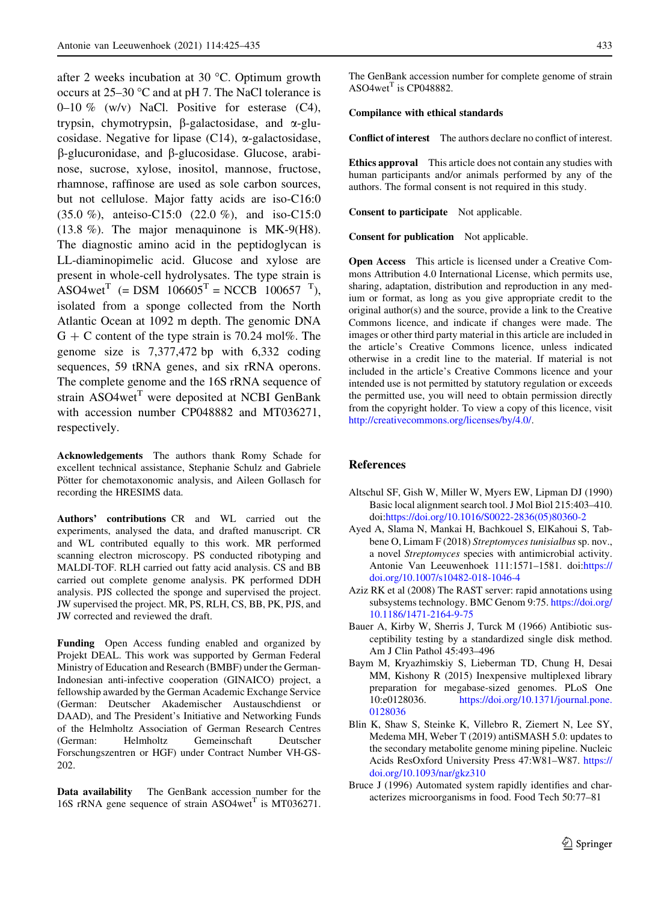after 2 weeks incubation at 30 °C. Optimum growth occurs at 25–30 °C and at pH 7. The NaCl tolerance is 0–10 % (w/v) NaCl. Positive for esterase (C4), trypsin, chymotrypsin, β-galactosidase, and α-glucosidase. Negative for lipase (C14), α-galactosidase, β-glucuronidase, and β-glucosidase. Glucose, arabinose, sucrose, xylose, inositol, mannose, fructose, rhamnose, raffinose are used as sole carbon sources, but not cellulose. Major fatty acids are iso-C16:0 (35.0 %), anteiso-C15:0 (22.0 %), and iso-C15:0 (13.8 %). The major menaquinone is MK-9(H8). The diagnostic amino acid in the peptidoglycan is LL-diaminopimelic acid. Glucose and xylose are present in whole-cell hydrolysates. The type strain is ASO4wet$^T$ (= DSM 106605$^T$ = NCCB 100657 $^T$), isolated from a sponge collected from the North Atlantic Ocean at 1092 m depth. The genomic DNA G + C content of the type strain is 70.24 mol%. The genome size is 7,377,472 bp with 6,332 coding sequences, 59 tRNA genes, and six rRNA operons. The complete genome and the 16S rRNA sequence of strain ASO4wet$^T$ were deposited at NCBI GenBank with accession number CP048882 and MT036271, respectively.

**Acknowledgements** The authors thank Romy Schade for excellent technical assistance, Stephanie Schulz and Gabriele Pötter for chemotaxonomic analysis, and Aileen Gollasch for recording the HRESIMS data.

**Authors' contributions** CR and WL carried out the experiments, analysed the data, and drafted manuscript. CR and WL contributed equally to this work. MR performed scanning electron microscopy. PS conducted ribotyping and MALDI-TOF. RLH carried out fatty acid analysis. CS and BB carried out complete genome analysis. PK performed DDH analysis. PJS collected the sponge and supervised the project. JW supervised the project. MR, PS, RLH, CS, BB, PK, PJS, and JW corrected and reviewed the draft.

**Funding** Open Access funding enabled and organized by Projekt DEAL. This work was supported by German Federal Ministry of Education and Research (BMBF) under the German-Indonesian anti-infective cooperation (GINAICO) project, a fellowship awarded by the German Academic Exchange Service (German: Deutscher Akademischer Austauschdienst or DAAD), and The President's Initiative and Networking Funds of the Helmholtz Association of German Research Centres (German: Helmholtz Gemeinschaft Deutscher Forschungszentren or HGF) under Contract Number VH-GS-202.

**Data availability** The GenBank accession number for the 16S rRNA gene sequence of strain ASO4wet$^T$ is MT036271. The GenBank accession number for complete genome of strain ASO4wet$^T$ is CP048882.

**Compilance with ethical standards**

**Conflict of interest** The authors declare no conflict of interest.

**Ethics approval** This article does not contain any studies with human participants and/or animals performed by any of the authors. The formal consent is not required in this study.

**Consent to participate** Not applicable.

**Consent for publication** Not applicable.

**Open Access** This article is licensed under a Creative Commons Attribution 4.0 International License, which permits use, sharing, adaptation, distribution and reproduction in any medium or format, as long as you give appropriate credit to the original author(s) and the source, provide a link to the Creative Commons licence, and indicate if changes were made. The images or other third party material in this article are included in the article's Creative Commons licence, unless indicated otherwise in a credit line to the material. If material is not included in the article's Creative Commons licence and your intended use is not permitted by statutory regulation or exceeds the permitted use, you will need to obtain permission directly from the copyright holder. To view a copy of this licence, visit http://creativecommons.org/licenses/by/4.0/.

## References

Altschul SF, Gish W, Miller W, Myers EW, Lipman DJ (1990) Basic local alignment search tool. J Mol Biol 215:403–410. doi:https://doi.org/10.1016/S0022-2836(05)80360-2

Ayed A, Slama N, Mankai H, Bachkouel S, ElKahoui S, Tabbene O, Limam F (2018) *Streptomyces tunisialbus* sp. nov., a novel *Streptomyces* species with antimicrobial activity. Antonie Van Leeuwenhoek 111:1571–1581. doi:https://doi.org/10.1007/s10482-018-1046-4

Aziz RK et al (2008) The RAST server: rapid annotations using subsystems technology. BMC Genom 9:75. https://doi.org/10.1186/1471-2164-9-75

Bauer A, Kirby W, Sherris J, Turck M (1966) Antibiotic susceptibility testing by a standardized single disk method. Am J Clin Pathol 45:493–496

Baym M, Kryazhimskiy S, Lieberman TD, Chung H, Desai MM, Kishony R (2015) Inexpensive multiplexed library preparation for megabase-sized genomes. PLoS One 10:e0128036. https://doi.org/10.1371/journal.pone.0128036

Blin K, Shaw S, Steinke K, Villebro R, Ziemert N, Lee SY, Medema MH, Weber T (2019) antiSMASH 5.0: updates to the secondary metabolite genome mining pipeline. Nucleic Acids ResOxford University Press 47:W81–W87. https://doi.org/10.1093/nar/gkz310

Bruce J (1996) Automated system rapidly identifies and characterizes microorganisms in food. Food Tech 50:77–81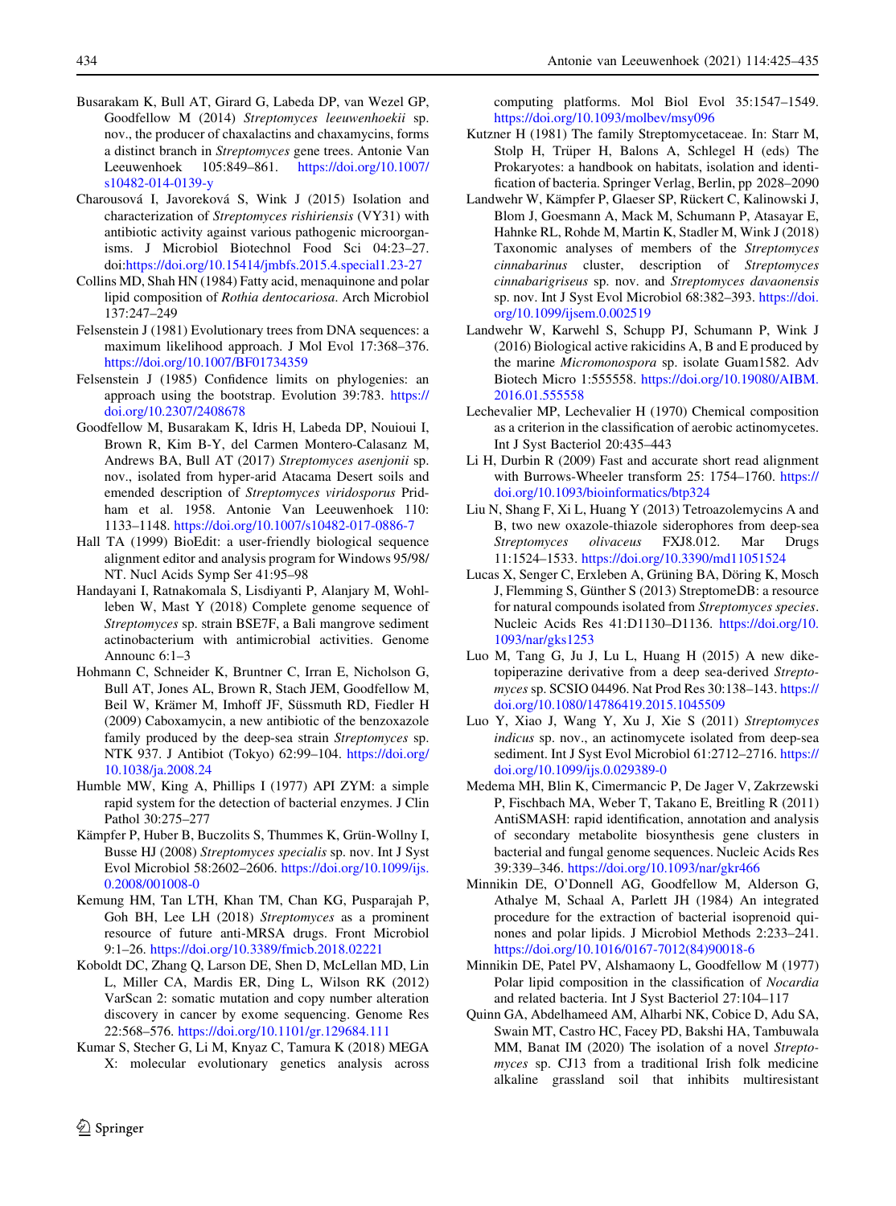Busarakam K, Bull AT, Girard G, Labeda DP, van Wezel GP, Goodfellow M (2014) *Streptomyces leeuwenhoekii* sp. nov., the producer of chaxalactins and chaxamycins, forms a distinct branch in *Streptomyces* gene trees. Antonie Van Leeuwenhoek 105:849–861. https://doi.org/10.1007/s10482-014-0139-y

Charousová I, Javoreková S, Wink J (2015) Isolation and characterization of *Streptomyces rishiriensis* (VY31) with antibiotic activity against various pathogenic microorganisms. J Microbiol Biotechnol Food Sci 04:23–27. doi:https://doi.org/10.15414/jmbfs.2015.4.special1.23-27

Collins MD, Shah HN (1984) Fatty acid, menaquinone and polar lipid composition of *Rothia dentocariosa*. Arch Microbiol 137:247–249

Felsenstein J (1981) Evolutionary trees from DNA sequences: a maximum likelihood approach. J Mol Evol 17:368–376. https://doi.org/10.1007/BF01734359

Felsenstein J (1985) Confidence limits on phylogenies: an approach using the bootstrap. Evolution 39:783. https://doi.org/10.2307/2408678

Goodfellow M, Busarakam K, Idris H, Labeda DP, Nouioui I, Brown R, Kim B-Y, del Carmen Montero-Calasanz M, Andrews BA, Bull AT (2017) *Streptomyces asenjonii* sp. nov., isolated from hyper-arid Atacama Desert soils and emended description of *Streptomyces viridosporus* Pridham et al. 1958. Antonie Van Leeuwenhoek 110: 1133–1148. https://doi.org/10.1007/s10482-017-0886-7

Hall TA (1999) BioEdit: a user-friendly biological sequence alignment editor and analysis program for Windows 95/98/NT. Nucl Acids Symp Ser 41:95–98

Handayani I, Ratnakomala S, Lisdiyanti P, Alanjary M, Wohlleben W, Mast Y (2018) Complete genome sequence of *Streptomyces* sp. strain BSE7F, a Bali mangrove sediment actinobacterium with antimicrobial activities. Genome Announc 6:1–3

Hohmann C, Schneider K, Bruntner C, Irran E, Nicholson G, Bull AT, Jones AL, Brown R, Stach JEM, Goodfellow M, Beil W, Krämer M, Imhoff JF, Süssmuth RD, Fiedler H (2009) Caboxamycin, a new antibiotic of the benzoxazole family produced by the deep-sea strain *Streptomyces* sp. NTK 937. J Antibiot (Tokyo) 62:99–104. https://doi.org/10.1038/ja.2008.24

Humble MW, King A, Phillips I (1977) API ZYM: a simple rapid system for the detection of bacterial enzymes. J Clin Pathol 30:275–277

Kämpfer P, Huber B, Buczolits S, Thummes K, Grün-Wollny I, Busse HJ (2008) *Streptomyces specialis* sp. nov. Int J Syst Evol Microbiol 58:2602–2606. https://doi.org/10.1099/ijs.0.2008/001008-0

Kemung HM, Tan LTH, Khan TM, Chan KG, Pusparajah P, Goh BH, Lee LH (2018) *Streptomyces* as a prominent resource of future anti-MRSA drugs. Front Microbiol 9:1–26. https://doi.org/10.3389/fmicb.2018.02221

Koboldt DC, Zhang Q, Larson DE, Shen D, McLellan MD, Lin L, Miller CA, Mardis ER, Ding L, Wilson RK (2012) VarScan 2: somatic mutation and copy number alteration discovery in cancer by exome sequencing. Genome Res 22:568–576. https://doi.org/10.1101/gr.129684.111

Kumar S, Stecher G, Li M, Knyaz C, Tamura K (2018) MEGA X: molecular evolutionary genetics analysis across computing platforms. Mol Biol Evol 35:1547–1549. https://doi.org/10.1093/molbev/msy096

Kutzner H (1981) The family Streptomycetaceae. In: Starr M, Stolp H, Trüper H, Balons A, Schlegel H (eds) The Prokaryotes: a handbook on habitats, isolation and identification of bacteria. Springer Verlag, Berlin, pp 2028–2090

Landwehr W, Kämpfer P, Glaeser SP, Rückert C, Kalinowski J, Blom J, Goesmann A, Mack M, Schumann P, Atasayar E, Hahnke RL, Rohde M, Martin K, Stadler M, Wink J (2018) Taxonomic analyses of members of the *Streptomyces cinnabarinus* cluster, description of *Streptomyces cinnabarigriseus* sp. nov. and *Streptomyces davaonensis* sp. nov. Int J Syst Evol Microbiol 68:382–393. https://doi.org/10.1099/ijsem.0.002519

Landwehr W, Karwehl S, Schupp PJ, Schumann P, Wink J (2016) Biological active rakicidins A, B and E produced by the marine *Micromonospora* sp. isolate Guam1582. Adv Biotech Micro 1:555558. https://doi.org/10.19080/AIBM.2016.01.555558

Lechevalier MP, Lechevalier H (1970) Chemical composition as a criterion in the classification of aerobic actinomycetes. Int J Syst Bacteriol 20:435–443

Li H, Durbin R (2009) Fast and accurate short read alignment with Burrows-Wheeler transform 25: 1754–1760. https://doi.org/10.1093/bioinformatics/btp324

Liu N, Shang F, Xi L, Huang Y (2013) Tetroazolemycins A and B, two new oxazole-thiazole siderophores from deep-sea *Streptomyces olivaceus* FXJ8.012. Mar Drugs 11:1524–1533. https://doi.org/10.3390/md11051524

Lucas X, Senger C, Erxleben A, Grüning BA, Döring K, Mosch J, Flemming S, Günther S (2013) StreptomeDB: a resource for natural compounds isolated from *Streptomyces species*. Nucleic Acids Res 41:D1130–D1136. https://doi.org/10.1093/nar/gks1253

Luo M, Tang G, Ju J, Lu L, Huang H (2015) A new diketopiperazine derivative from a deep sea-derived *Streptomyces* sp. SCSIO 04496. Nat Prod Res 30:138–143. https://doi.org/10.1080/14786419.2015.1045509

Luo Y, Xiao J, Wang Y, Xu J, Xie S (2011) *Streptomyces indicus* sp. nov., an actinomycete isolated from deep-sea sediment. Int J Syst Evol Microbiol 61:2712–2716. https://doi.org/10.1099/ijs.0.029389-0

Medema MH, Blin K, Cimermancic P, De Jager V, Zakrzewski P, Fischbach MA, Weber T, Takano E, Breitling R (2011) AntiSMASH: rapid identification, annotation and analysis of secondary metabolite biosynthesis gene clusters in bacterial and fungal genome sequences. Nucleic Acids Res 39:339–346. https://doi.org/10.1093/nar/gkr466

Minnikin DE, O'Donnell AG, Goodfellow M, Alderson G, Athalye M, Schaal A, Parlett JH (1984) An integrated procedure for the extraction of bacterial isoprenoid quinones and polar lipids. J Microbiol Methods 2:233–241. https://doi.org/10.1016/0167-7012(84)90018-6

Minnikin DE, Patel PV, Alshamaony L, Goodfellow M (1977) Polar lipid composition in the classification of *Nocardia* and related bacteria. Int J Syst Bacteriol 27:104–117

Quinn GA, Abdelhameed AM, Alharbi NK, Cobice D, Adu SA, Swain MT, Castro HC, Facey PD, Bakshi HA, Tambuwala MM, Banat IM (2020) The isolation of a novel *Streptomyces* sp. CJ13 from a traditional Irish folk medicine alkaline grassland soil that inhibits multiresistant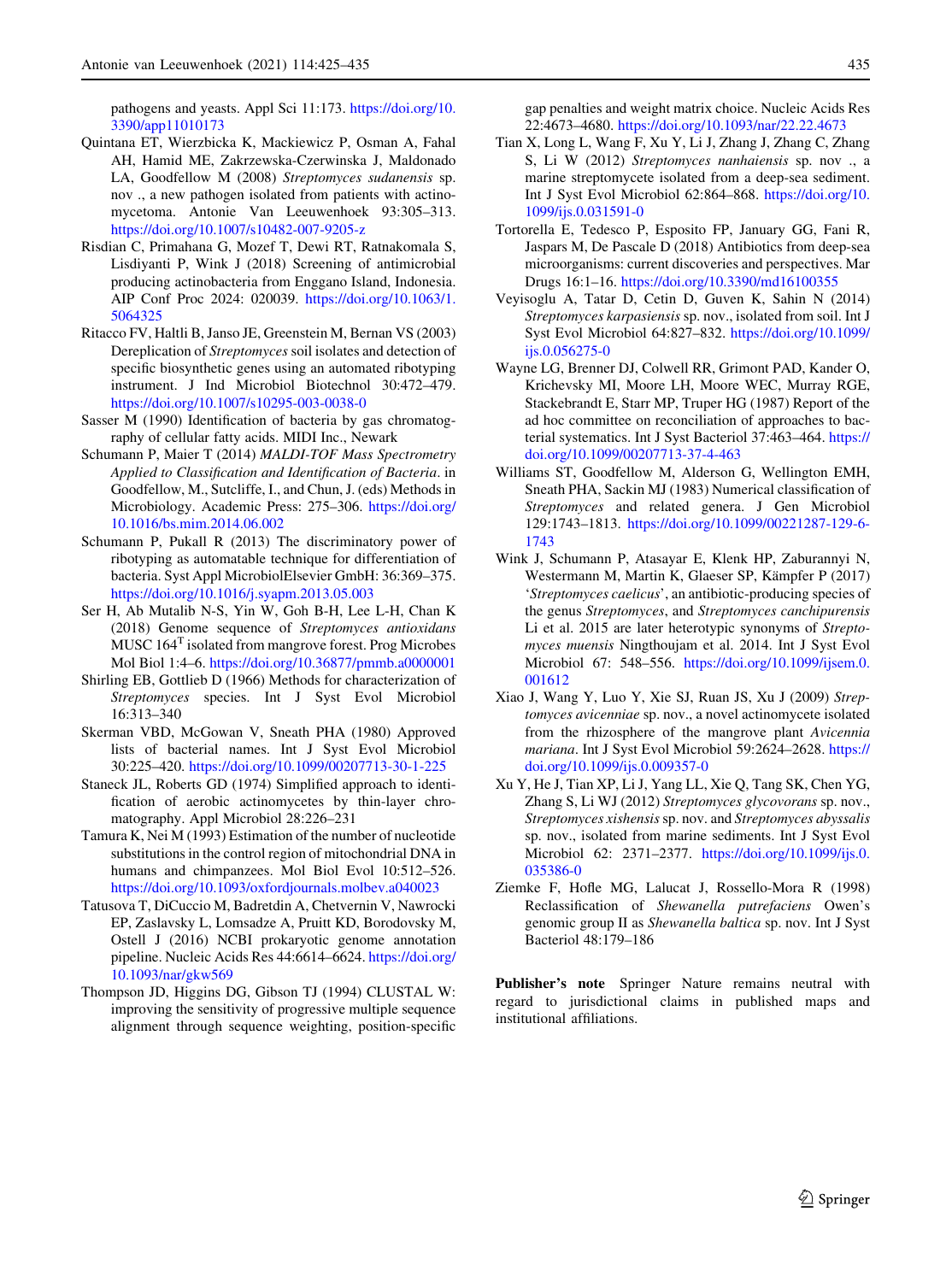pathogens and yeasts. Appl Sci 11:173. https://doi.org/10.3390/app11010173

Quintana ET, Wierzbicka K, Mackiewicz P, Osman A, Fahal AH, Hamid ME, Zakrzewska-Czerwinska J, Maldonado LA, Goodfellow M (2008) *Streptomyces sudanensis* sp. nov ., a new pathogen isolated from patients with actinomycetoma. Antonie Van Leeuwenhoek 93:305–313. https://doi.org/10.1007/s10482-007-9205-z

Risdian C, Primahana G, Mozef T, Dewi RT, Ratnakomala S, Lisdiyanti P, Wink J (2018) Screening of antimicrobial producing actinobacteria from Enggano Island, Indonesia. AIP Conf Proc 2024: 020039. https://doi.org/10.1063/1.5064325

Ritacco FV, Haltli B, Janso JE, Greenstein M, Bernan VS (2003) Dereplication of *Streptomyces* soil isolates and detection of specific biosynthetic genes using an automated ribotyping instrument. J Ind Microbiol Biotechnol 30:472–479. https://doi.org/10.1007/s10295-003-0038-0

Sasser M (1990) Identification of bacteria by gas chromatography of cellular fatty acids. MIDI Inc., Newark

Schumann P, Maier T (2014) *MALDI-TOF Mass Spectrometry Applied to Classification and Identification of Bacteria*. in Goodfellow, M., Sutcliffe, I., and Chun, J. (eds) Methods in Microbiology. Academic Press: 275–306. https://doi.org/10.1016/bs.mim.2014.06.002

Schumann P, Pukall R (2013) The discriminatory power of ribotyping as automatable technique for differentiation of bacteria. Syst Appl MicrobiolElsevier GmbH: 36:369–375. https://doi.org/10.1016/j.syapm.2013.05.003

Ser H, Ab Mutalib N-S, Yin W, Goh B-H, Lee L-H, Chan K (2018) Genome sequence of *Streptomyces antioxidans* MUSC 164[T] isolated from mangrove forest. Prog Microbes Mol Biol 1:4–6. https://doi.org/10.36877/pmmb.a0000001

Shirling EB, Gottlieb D (1966) Methods for characterization of *Streptomyces* species. Int J Syst Evol Microbiol 16:313–340

Skerman VBD, McGowan V, Sneath PHA (1980) Approved lists of bacterial names. Int J Syst Evol Microbiol 30:225–420. https://doi.org/10.1099/00207713-30-1-225

Staneck JL, Roberts GD (1974) Simplified approach to identification of aerobic actinomycetes by thin-layer chromatography. Appl Microbiol 28:226–231

Tamura K, Nei M (1993) Estimation of the number of nucleotide substitutions in the control region of mitochondrial DNA in humans and chimpanzees. Mol Biol Evol 10:512–526. https://doi.org/10.1093/oxfordjournals.molbev.a040023

Tatusova T, DiCuccio M, Badretdin A, Chetvernin V, Nawrocki EP, Zaslavsky L, Lomsadze A, Pruitt KD, Borodovsky M, Ostell J (2016) NCBI prokaryotic genome annotation pipeline. Nucleic Acids Res 44:6614–6624. https://doi.org/10.1093/nar/gkw569

Thompson JD, Higgins DG, Gibson TJ (1994) CLUSTAL W: improving the sensitivity of progressive multiple sequence alignment through sequence weighting, position-specific gap penalties and weight matrix choice. Nucleic Acids Res 22:4673–4680. https://doi.org/10.1093/nar/22.22.4673

Tian X, Long L, Wang F, Xu Y, Li J, Zhang J, Zhang C, Zhang S, Li W (2012) *Streptomyces nanhaiensis* sp. nov ., a marine streptomycete isolated from a deep-sea sediment. Int J Syst Evol Microbiol 62:864–868. https://doi.org/10.1099/ijs.0.031591-0

Tortorella E, Tedesco P, Esposito FP, January GG, Fani R, Jaspars M, De Pascale D (2018) Antibiotics from deep-sea microorganisms: current discoveries and perspectives. Mar Drugs 16:1–16. https://doi.org/10.3390/md16100355

Veyisoglu A, Tatar D, Cetin D, Guven K, Sahin N (2014) *Streptomyces karpasiensis* sp. nov., isolated from soil. Int J Syst Evol Microbiol 64:827–832. https://doi.org/10.1099/ijs.0.056275-0

Wayne LG, Brenner DJ, Colwell RR, Grimont PAD, Kander O, Krichevsky MI, Moore LH, Moore WEC, Murray RGE, Stackebrandt E, Starr MP, Truper HG (1987) Report of the ad hoc committee on reconciliation of approaches to bacterial systematics. Int J Syst Bacteriol 37:463–464. https://doi.org/10.1099/00207713-37-4-463

Williams ST, Goodfellow M, Alderson G, Wellington EMH, Sneath PHA, Sackin MJ (1983) Numerical classification of *Streptomyces* and related genera. J Gen Microbiol 129:1743–1813. https://doi.org/10.1099/00221287-129-6-1743

Wink J, Schumann P, Atasayar E, Klenk HP, Zaburannyi N, Westermann M, Martin K, Glaeser SP, Kämpfer P (2017) '*Streptomyces caelicus*', an antibiotic-producing species of the genus *Streptomyces*, and *Streptomyces canchipurensis* Li et al. 2015 are later heterotypic synonyms of *Streptomyces muensis* Ningthoujam et al. 2014. Int J Syst Evol Microbiol 67: 548–556. https://doi.org/10.1099/ijsem.0.001612

Xiao J, Wang Y, Luo Y, Xie SJ, Ruan JS, Xu J (2009) *Streptomyces avicenniae* sp. nov., a novel actinomycete isolated from the rhizosphere of the mangrove plant *Avicennia mariana*. Int J Syst Evol Microbiol 59:2624–2628. https://doi.org/10.1099/ijs.0.009357-0

Xu Y, He J, Tian XP, Li J, Yang LL, Xie Q, Tang SK, Chen YG, Zhang S, Li WJ (2012) *Streptomyces glycovorans* sp. nov., *Streptomyces xishensis* sp. nov. and *Streptomyces abyssalis* sp. nov., isolated from marine sediments. Int J Syst Evol Microbiol 62: 2371–2377. https://doi.org/10.1099/ijs.0.035386-0

Ziemke F, Hofle MG, Lalucat J, Rossello-Mora R (1998) Reclassification of *Shewanella putrefaciens* Owen's genomic group II as *Shewanella baltica* sp. nov. Int J Syst Bacteriol 48:179–186

**Publisher's note** Springer Nature remains neutral with regard to jurisdictional claims in published maps and institutional affiliations.